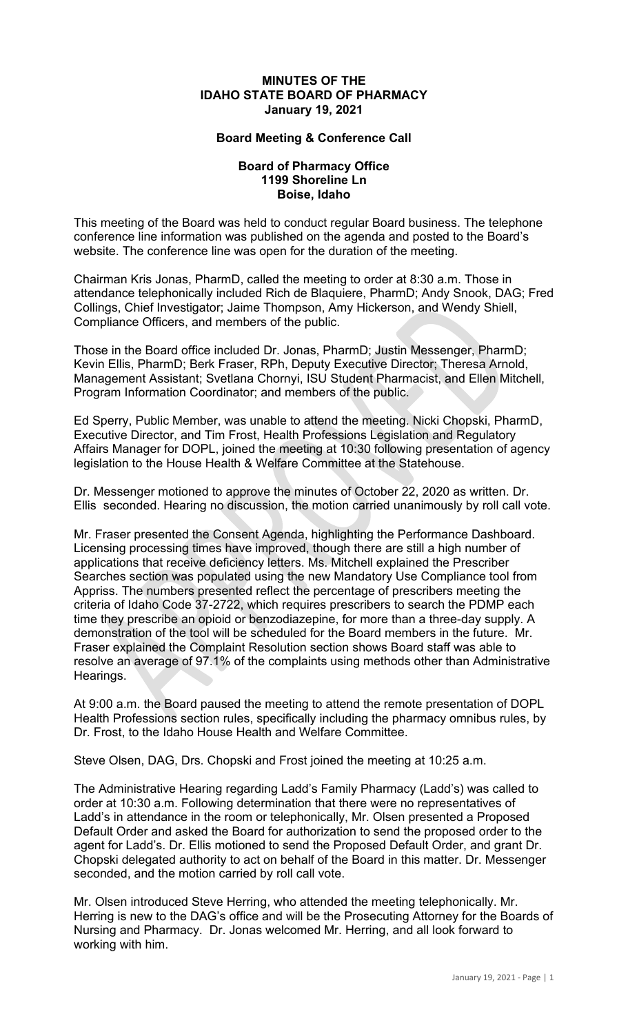# MINUTES OF THE IDAHO STATE BOARD OF PHARMACY
## January 19, 2021

### Board Meeting & Conference Call

**Board of Pharmacy Office**
**1199 Shoreline Ln**
**Boise, Idaho**

This meeting of the Board was held to conduct regular Board business. The telephone conference line information was published on the agenda and posted to the Board's website. The conference line was open for the duration of the meeting.

Chairman Kris Jonas, PharmD, called the meeting to order at 8:30 a.m. Those in attendance telephonically included Rich de Blaquiere, PharmD; Andy Snook, DAG; Fred Collings, Chief Investigator; Jaime Thompson, Amy Hickerson, and Wendy Shiell, Compliance Officers, and members of the public.

Those in the Board office included Dr. Jonas, PharmD; Justin Messenger, PharmD; Kevin Ellis, PharmD; Berk Fraser, RPh, Deputy Executive Director; Theresa Arnold, Management Assistant; Svetlana Chornyi, ISU Student Pharmacist, and Ellen Mitchell, Program Information Coordinator; and members of the public.

Ed Sperry, Public Member, was unable to attend the meeting. Nicki Chopski, PharmD, Executive Director, and Tim Frost, Health Professions Legislation and Regulatory Affairs Manager for DOPL, joined the meeting at 10:30 following presentation of agency legislation to the House Health & Welfare Committee at the Statehouse.

Dr. Messenger motioned to approve the minutes of October 22, 2020 as written. Dr. Ellis seconded. Hearing no discussion, the motion carried unanimously by roll call vote.

Mr. Fraser presented the Consent Agenda, highlighting the Performance Dashboard. Licensing processing times have improved, though there are still a high number of applications that receive deficiency letters. Ms. Mitchell explained the Prescriber Searches section was populated using the new Mandatory Use Compliance tool from Appriss. The numbers presented reflect the percentage of prescribers meeting the criteria of Idaho Code 37-2722, which requires prescribers to search the PDMP each time they prescribe an opioid or benzodiazepine, for more than a three-day supply. A demonstration of the tool will be scheduled for the Board members in the future. Mr. Fraser explained the Complaint Resolution section shows Board staff was able to resolve an average of 97.1% of the complaints using methods other than Administrative Hearings.

At 9:00 a.m. the Board paused the meeting to attend the remote presentation of DOPL Health Professions section rules, specifically including the pharmacy omnibus rules, by Dr. Frost, to the Idaho House Health and Welfare Committee.

Steve Olsen, DAG, Drs. Chopski and Frost joined the meeting at 10:25 a.m.

The Administrative Hearing regarding Ladd's Family Pharmacy (Ladd's) was called to order at 10:30 a.m. Following determination that there were no representatives of Ladd's in attendance in the room or telephonically, Mr. Olsen presented a Proposed Default Order and asked the Board for authorization to send the proposed order to the agent for Ladd's. Dr. Ellis motioned to send the Proposed Default Order, and grant Dr. Chopski delegated authority to act on behalf of the Board in this matter. Dr. Messenger seconded, and the motion carried by roll call vote.

Mr. Olsen introduced Steve Herring, who attended the meeting telephonically. Mr. Herring is new to the DAG's office and will be the Prosecuting Attorney for the Boards of Nursing and Pharmacy. Dr. Jonas welcomed Mr. Herring, and all look forward to working with him.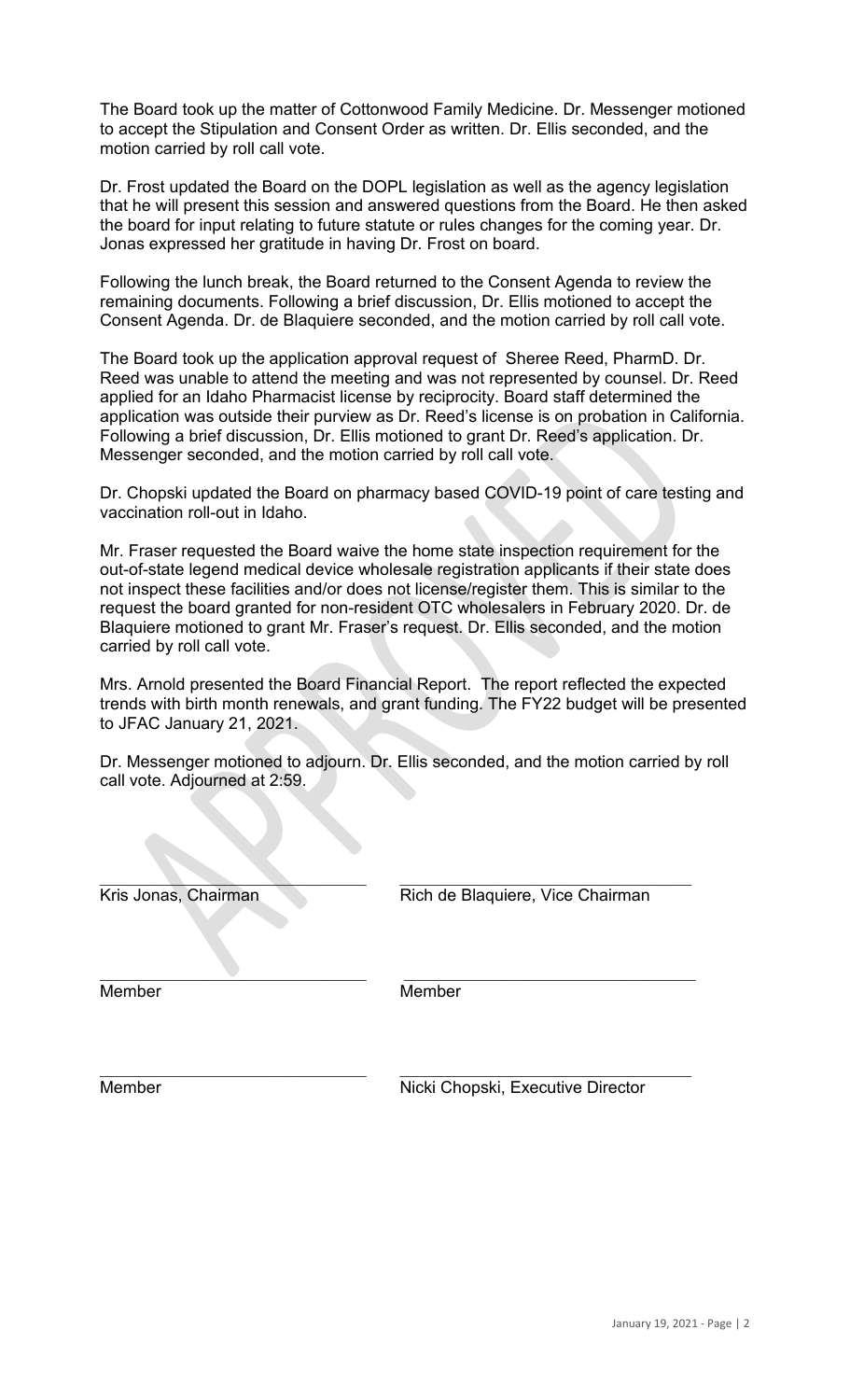The Board took up the matter of Cottonwood Family Medicine. Dr. Messenger motioned to accept the Stipulation and Consent Order as written. Dr. Ellis seconded, and the motion carried by roll call vote.

Dr. Frost updated the Board on the DOPL legislation as well as the agency legislation that he will present this session and answered questions from the Board. He then asked the board for input relating to future statute or rules changes for the coming year. Dr. Jonas expressed her gratitude in having Dr. Frost on board.

Following the lunch break, the Board returned to the Consent Agenda to review the remaining documents. Following a brief discussion, Dr. Ellis motioned to accept the Consent Agenda. Dr. de Blaquiere seconded, and the motion carried by roll call vote.

The Board took up the application approval request of Sheree Reed, PharmD. Dr. Reed was unable to attend the meeting and was not represented by counsel. Dr. Reed applied for an Idaho Pharmacist license by reciprocity. Board staff determined the application was outside their purview as Dr. Reed's license is on probation in California. Following a brief discussion, Dr. Ellis motioned to grant Dr. Reed's application. Dr. Messenger seconded, and the motion carried by roll call vote.

Dr. Chopski updated the Board on pharmacy based COVID-19 point of care testing and vaccination roll-out in Idaho.

Mr. Fraser requested the Board waive the home state inspection requirement for the out-of-state legend medical device wholesale registration applicants if their state does not inspect these facilities and/or does not license/register them. This is similar to the request the board granted for non-resident OTC wholesalers in February 2020. Dr. de Blaquiere motioned to grant Mr. Fraser's request. Dr. Ellis seconded, and the motion carried by roll call vote.

Mrs. Arnold presented the Board Financial Report. The report reflected the expected trends with birth month renewals, and grant funding. The FY22 budget will be presented to JFAC January 21, 2021.

Dr. Messenger motioned to adjourn. Dr. Ellis seconded, and the motion carried by roll call vote. Adjourned at 2:59.

APPROVED

| | |
|---|---|
| Kris Jonas, Chairman | Rich de Blaquiere, Vice Chairman |
| Member | Member |
| Member | Nicki Chopski, Executive Director |